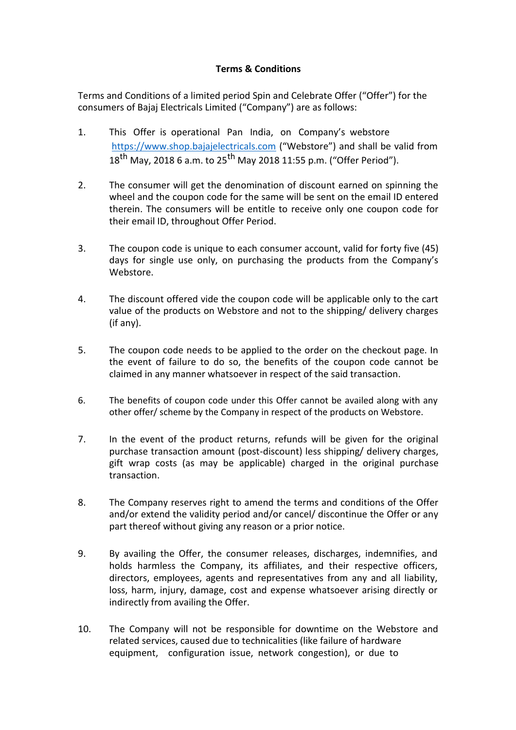**Terms & Conditions**

Terms and Conditions of a limited period Spin and Celebrate Offer ("Offer") for the consumers of Bajaj Electricals Limited ("Company") are as follows:

1. This Offer is operational Pan India, on Company's webstore https://www.shop.bajajelectricals.com ("Webstore") and shall be valid from 18th May, 2018 6 a.m. to 25th May 2018 11:55 p.m. ("Offer Period").

2. The consumer will get the denomination of discount earned on spinning the wheel and the coupon code for the same will be sent on the email ID entered therein. The consumers will be entitle to receive only one coupon code for their email ID, throughout Offer Period.

3. The coupon code is unique to each consumer account, valid for forty five (45) days for single use only, on purchasing the products from the Company's Webstore.

4. The discount offered vide the coupon code will be applicable only to the cart value of the products on Webstore and not to the shipping/ delivery charges (if any).

5. The coupon code needs to be applied to the order on the checkout page. In the event of failure to do so, the benefits of the coupon code cannot be claimed in any manner whatsoever in respect of the said transaction.

6. The benefits of coupon code under this Offer cannot be availed along with any other offer/ scheme by the Company in respect of the products on Webstore.

7. In the event of the product returns, refunds will be given for the original purchase transaction amount (post-discount) less shipping/ delivery charges, gift wrap costs (as may be applicable) charged in the original purchase transaction.

8. The Company reserves right to amend the terms and conditions of the Offer and/or extend the validity period and/or cancel/ discontinue the Offer or any part thereof without giving any reason or a prior notice.

9. By availing the Offer, the consumer releases, discharges, indemnifies, and holds harmless the Company, its affiliates, and their respective officers, directors, employees, agents and representatives from any and all liability, loss, harm, injury, damage, cost and expense whatsoever arising directly or indirectly from availing the Offer.

10. The Company will not be responsible for downtime on the Webstore and related services, caused due to technicalities (like failure of hardware equipment, configuration issue, network congestion), or due to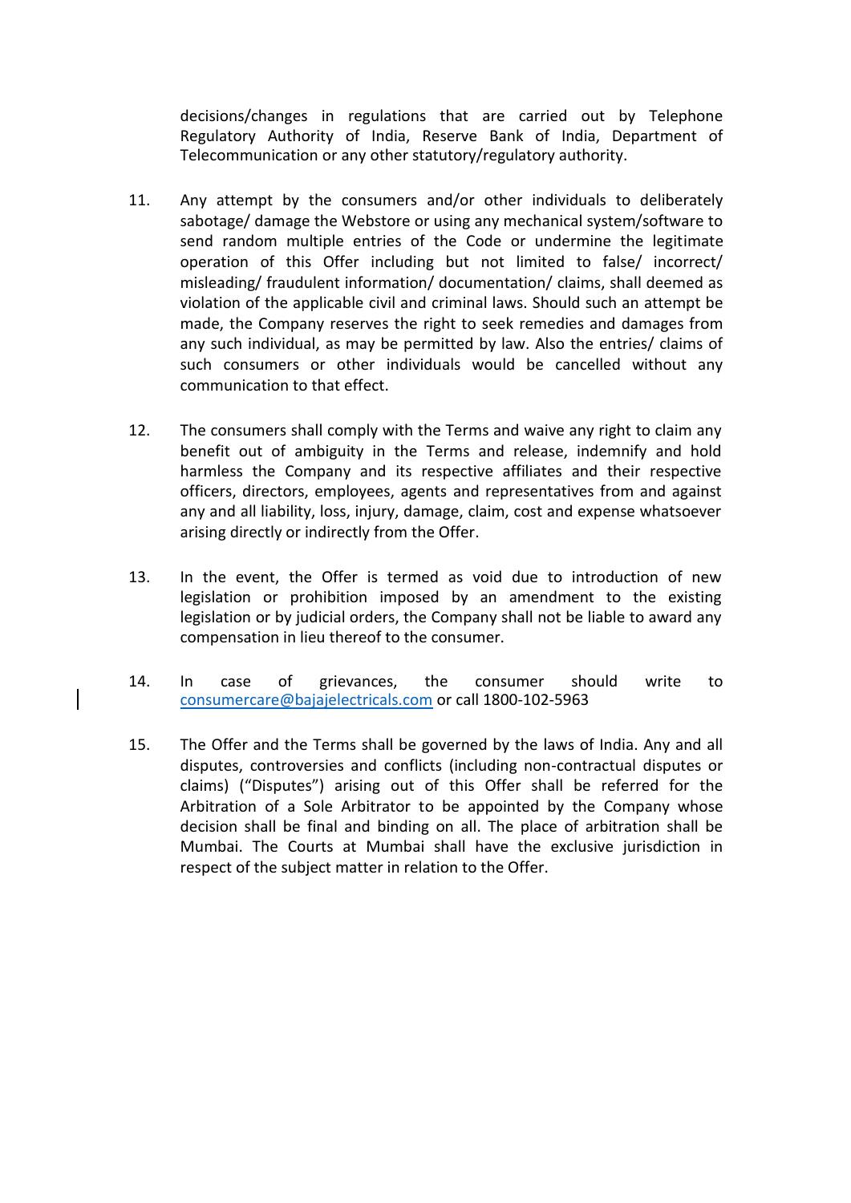decisions/changes in regulations that are carried out by Telephone Regulatory Authority of India, Reserve Bank of India, Department of Telecommunication or any other statutory/regulatory authority.

11. Any attempt by the consumers and/or other individuals to deliberately sabotage/ damage the Webstore or using any mechanical system/software to send random multiple entries of the Code or undermine the legitimate operation of this Offer including but not limited to false/ incorrect/ misleading/ fraudulent information/ documentation/ claims, shall deemed as violation of the applicable civil and criminal laws. Should such an attempt be made, the Company reserves the right to seek remedies and damages from any such individual, as may be permitted by law. Also the entries/ claims of such consumers or other individuals would be cancelled without any communication to that effect.

12. The consumers shall comply with the Terms and waive any right to claim any benefit out of ambiguity in the Terms and release, indemnify and hold harmless the Company and its respective affiliates and their respective officers, directors, employees, agents and representatives from and against any and all liability, loss, injury, damage, claim, cost and expense whatsoever arising directly or indirectly from the Offer.

13. In the event, the Offer is termed as void due to introduction of new legislation or prohibition imposed by an amendment to the existing legislation or by judicial orders, the Company shall not be liable to award any compensation in lieu thereof to the consumer.

14. In case of grievances, the consumer should write to consumercare@bajajelectricals.com or call 1800-102-5963

15. The Offer and the Terms shall be governed by the laws of India. Any and all disputes, controversies and conflicts (including non-contractual disputes or claims) ("Disputes") arising out of this Offer shall be referred for the Arbitration of a Sole Arbitrator to be appointed by the Company whose decision shall be final and binding on all. The place of arbitration shall be Mumbai. The Courts at Mumbai shall have the exclusive jurisdiction in respect of the subject matter in relation to the Offer.